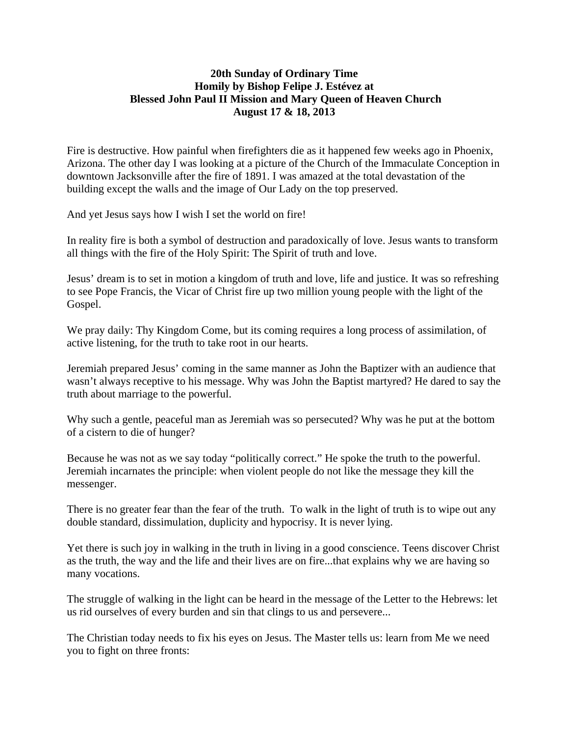**20th Sunday of Ordinary Time**
**Homily by Bishop Felipe J. Estévez at**
**Blessed John Paul II Mission and Mary Queen of Heaven Church**
**August 17 & 18, 2013**

Fire is destructive. How painful when firefighters die as it happened few weeks ago in Phoenix, Arizona. The other day I was looking at a picture of the Church of the Immaculate Conception in downtown Jacksonville after the fire of 1891. I was amazed at the total devastation of the building except the walls and the image of Our Lady on the top preserved.

And yet Jesus says how I wish I set the world on fire!

In reality fire is both a symbol of destruction and paradoxically of love. Jesus wants to transform all things with the fire of the Holy Spirit: The Spirit of truth and love.

Jesus' dream is to set in motion a kingdom of truth and love, life and justice. It was so refreshing to see Pope Francis, the Vicar of Christ fire up two million young people with the light of the Gospel.

We pray daily: Thy Kingdom Come, but its coming requires a long process of assimilation, of active listening, for the truth to take root in our hearts.

Jeremiah prepared Jesus' coming in the same manner as John the Baptizer with an audience that wasn't always receptive to his message. Why was John the Baptist martyred? He dared to say the truth about marriage to the powerful.

Why such a gentle, peaceful man as Jeremiah was so persecuted? Why was he put at the bottom of a cistern to die of hunger?

Because he was not as we say today "politically correct." He spoke the truth to the powerful. Jeremiah incarnates the principle: when violent people do not like the message they kill the messenger.

There is no greater fear than the fear of the truth. To walk in the light of truth is to wipe out any double standard, dissimulation, duplicity and hypocrisy. It is never lying.

Yet there is such joy in walking in the truth in living in a good conscience. Teens discover Christ as the truth, the way and the life and their lives are on fire...that explains why we are having so many vocations.

The struggle of walking in the light can be heard in the message of the Letter to the Hebrews: let us rid ourselves of every burden and sin that clings to us and persevere...

The Christian today needs to fix his eyes on Jesus. The Master tells us: learn from Me we need you to fight on three fronts: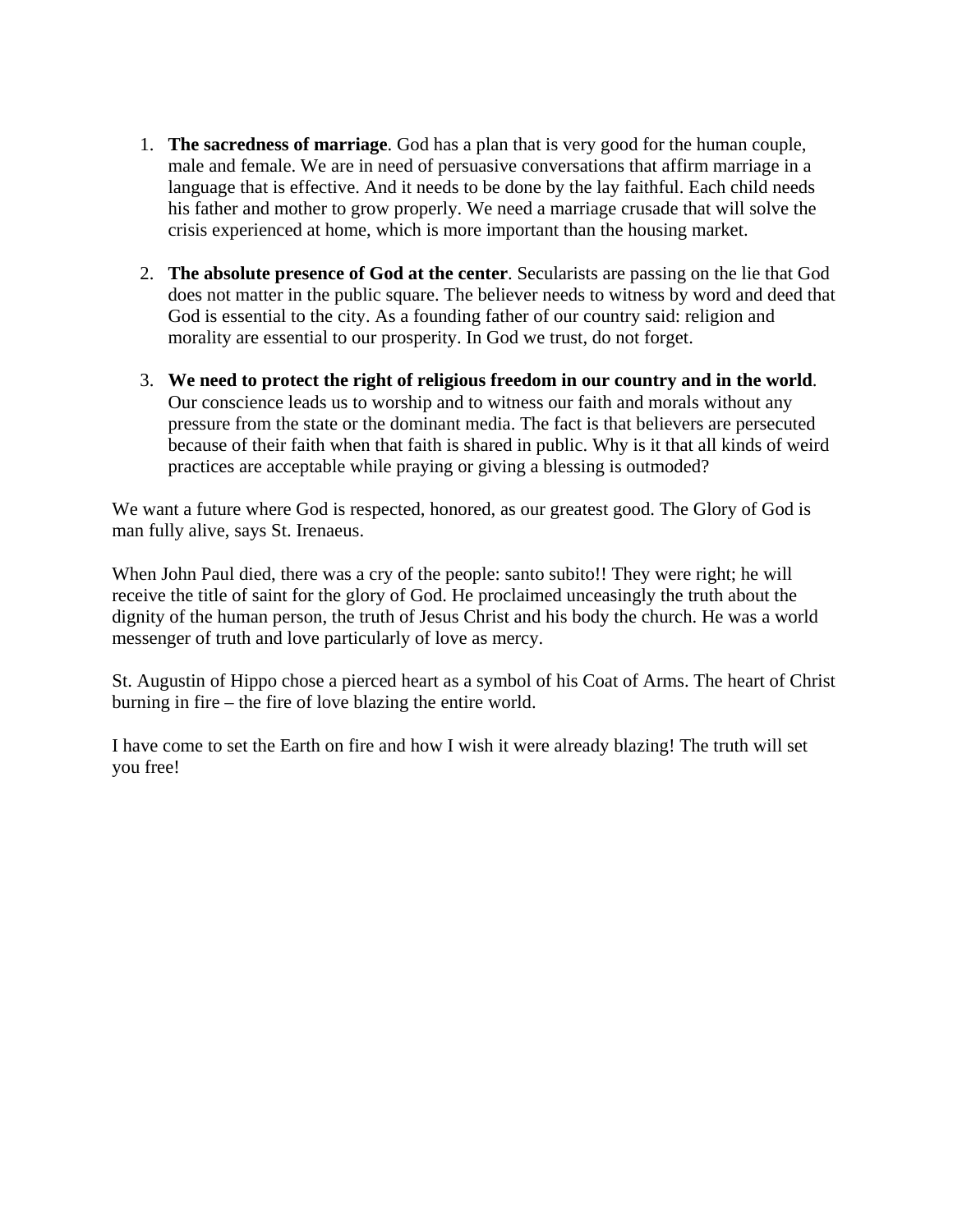1. **The sacredness of marriage**. God has a plan that is very good for the human couple, male and female. We are in need of persuasive conversations that affirm marriage in a language that is effective. And it needs to be done by the lay faithful. Each child needs his father and mother to grow properly. We need a marriage crusade that will solve the crisis experienced at home, which is more important than the housing market.

2. **The absolute presence of God at the center**. Secularists are passing on the lie that God does not matter in the public square. The believer needs to witness by word and deed that God is essential to the city. As a founding father of our country said: religion and morality are essential to our prosperity. In God we trust, do not forget.

3. **We need to protect the right of religious freedom in our country and in the world**. Our conscience leads us to worship and to witness our faith and morals without any pressure from the state or the dominant media. The fact is that believers are persecuted because of their faith when that faith is shared in public. Why is it that all kinds of weird practices are acceptable while praying or giving a blessing is outmoded?

We want a future where God is respected, honored, as our greatest good. The Glory of God is man fully alive, says St. Irenaeus.

When John Paul died, there was a cry of the people: santo subito!! They were right; he will receive the title of saint for the glory of God. He proclaimed unceasingly the truth about the dignity of the human person, the truth of Jesus Christ and his body the church. He was a world messenger of truth and love particularly of love as mercy.

St. Augustin of Hippo chose a pierced heart as a symbol of his Coat of Arms. The heart of Christ burning in fire – the fire of love blazing the entire world.

I have come to set the Earth on fire and how I wish it were already blazing! The truth will set you free!